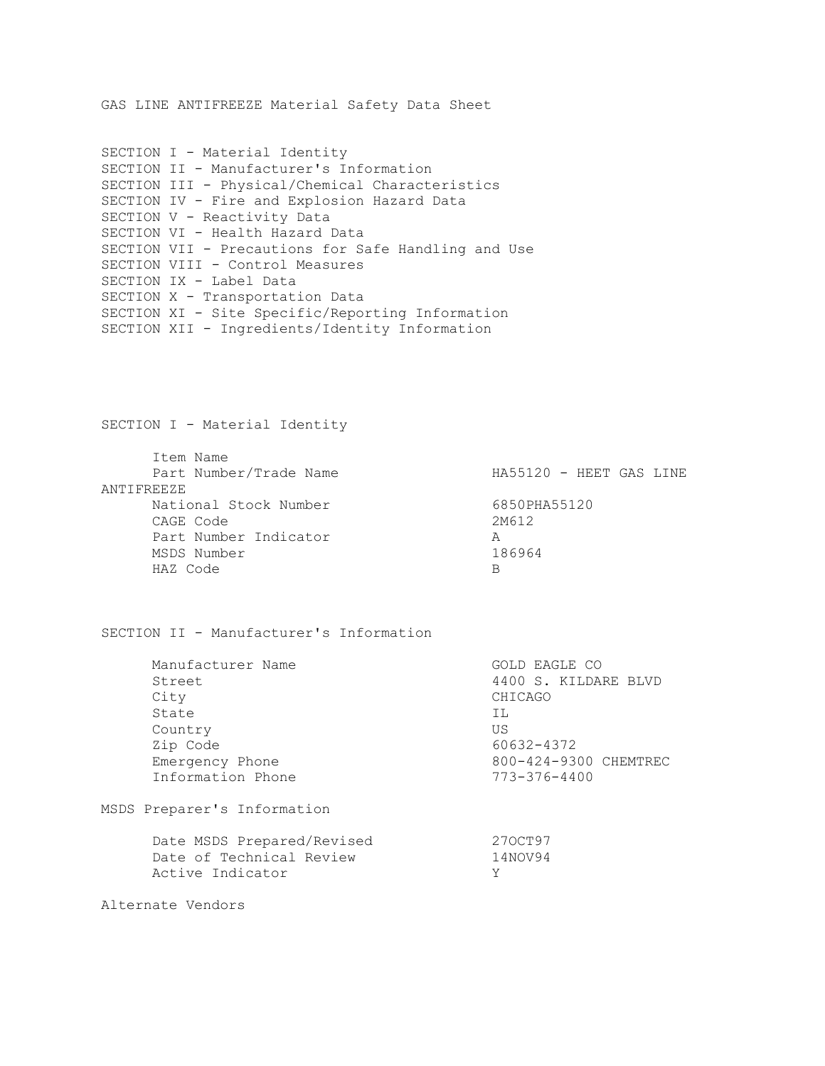# GAS LINE ANTIFREEZE Material Safety Data Sheet

SECTION I - Material Identity
SECTION II - Manufacturer's Information
SECTION III - Physical/Chemical Characteristics
SECTION IV - Fire and Explosion Hazard Data
SECTION V - Reactivity Data
SECTION VI - Health Hazard Data
SECTION VII - Precautions for Safe Handling and Use
SECTION VIII - Control Measures
SECTION IX - Label Data
SECTION X - Transportation Data
SECTION XI - Site Specific/Reporting Information
SECTION XII - Ingredients/Identity Information

## SECTION I - Material Identity

| | |
|---|---|
| Item Name | |
| Part Number/Trade Name | HA55120 - HEET GAS LINE ANTIFREEZE |
| National Stock Number | 6850PHA55120 |
| CAGE Code | 2M612 |
| Part Number Indicator | A |
| MSDS Number | 186964 |
| HAZ Code | B |

## SECTION II - Manufacturer's Information

| | |
|---|---|
| Manufacturer Name | GOLD EAGLE CO |
| Street | 4400 S. KILDARE BLVD |
| City | CHICAGO |
| State | IL |
| Country | US |
| Zip Code | 60632-4372 |
| Emergency Phone | 800-424-9300 CHEMTREC |
| Information Phone | 773-376-4400 |

### MSDS Preparer's Information

| | |
|---|---|
| Date MSDS Prepared/Revised | 27OCT97 |
| Date of Technical Review | 14NOV94 |
| Active Indicator | Y |

### Alternate Vendors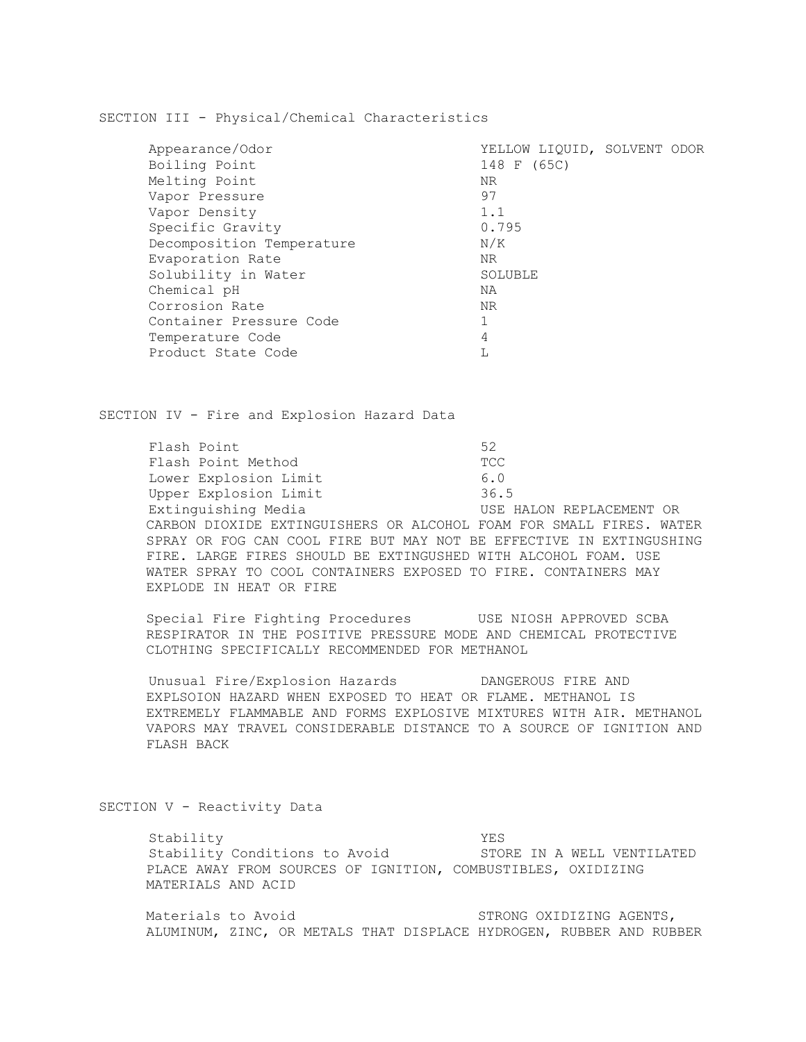## SECTION III - Physical/Chemical Characteristics

| | |
|---|---|
| Appearance/Odor | YELLOW LIQUID, SOLVENT ODOR |
| Boiling Point | 148 F (65C) |
| Melting Point | NR |
| Vapor Pressure | 97 |
| Vapor Density | 1.1 |
| Specific Gravity | 0.795 |
| Decomposition Temperature | N/K |
| Evaporation Rate | NR |
| Solubility in Water | SOLUBLE |
| Chemical pH | NA |
| Corrosion Rate | NR |
| Container Pressure Code | 1 |
| Temperature Code | 4 |
| Product State Code | L |

## SECTION IV - Fire and Explosion Hazard Data

| | |
|---|---|
| Flash Point | 52 |
| Flash Point Method | TCC |
| Lower Explosion Limit | 6.0 |
| Upper Explosion Limit | 36.5 |

Extinguishing Media: USE HALON REPLACEMENT OR CARBON DIOXIDE EXTINGUISHERS OR ALCOHOL FOAM FOR SMALL FIRES. WATER SPRAY OR FOG CAN COOL FIRE BUT MAY NOT BE EFFECTIVE IN EXTINGUSHING FIRE. LARGE FIRES SHOULD BE EXTINGUSHED WITH ALCOHOL FOAM. USE WATER SPRAY TO COOL CONTAINERS EXPOSED TO FIRE. CONTAINERS MAY EXPLODE IN HEAT OR FIRE

Special Fire Fighting Procedures: USE NIOSH APPROVED SCBA RESPIRATOR IN THE POSITIVE PRESSURE MODE AND CHEMICAL PROTECTIVE CLOTHING SPECIFICALLY RECOMMENDED FOR METHANOL

Unusual Fire/Explosion Hazards: DANGEROUS FIRE AND EXPLSOION HAZARD WHEN EXPOSED TO HEAT OR FLAME. METHANOL IS EXTREMELY FLAMMABLE AND FORMS EXPLOSIVE MIXTURES WITH AIR. METHANOL VAPORS MAY TRAVEL CONSIDERABLE DISTANCE TO A SOURCE OF IGNITION AND FLASH BACK

## SECTION V - Reactivity Data

Stability: YES

Stability Conditions to Avoid: STORE IN A WELL VENTILATED PLACE AWAY FROM SOURCES OF IGNITION, COMBUSTIBLES, OXIDIZING MATERIALS AND ACID

Materials to Avoid: STRONG OXIDIZING AGENTS, ALUMINUM, ZINC, OR METALS THAT DISPLACE HYDROGEN, RUBBER AND RUBBER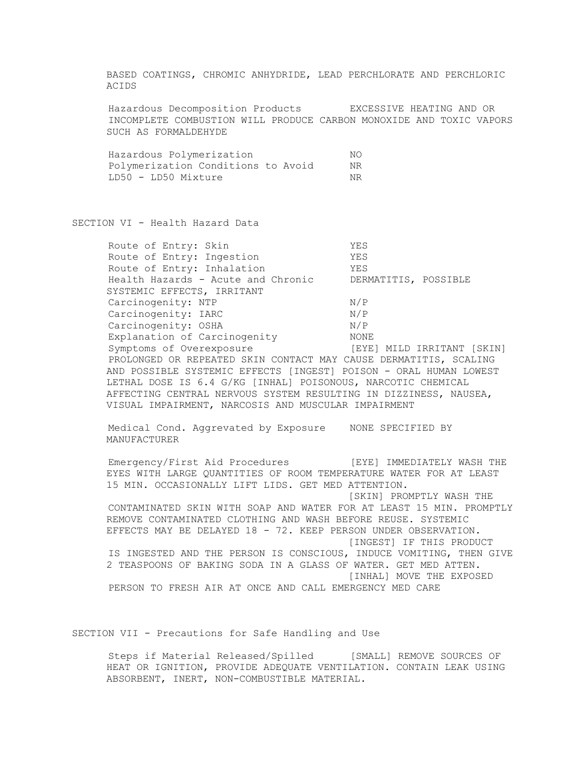BASED COATINGS, CHROMIC ANHYDRIDE, LEAD PERCHLORATE AND PERCHLORIC ACIDS

Hazardous Decomposition Products        EXCESSIVE HEATING AND OR INCOMPLETE COMBUSTION WILL PRODUCE CARBON MONOXIDE AND TOXIC VAPORS SUCH AS FORMALDEHYDE

Hazardous Polymerization        NO
Polymerization Conditions to Avoid        NR
LD50 - LD50 Mixture        NR

## SECTION VI - Health Hazard Data

Route of Entry: Skin        YES
Route of Entry: Ingestion        YES
Route of Entry: Inhalation        YES
Health Hazards - Acute and Chronic        DERMATITIS, POSSIBLE SYSTEMIC EFFECTS, IRRITANT
Carcinogenity: NTP        N/P
Carcinogenity: IARC        N/P
Carcinogenity: OSHA        N/P
Explanation of Carcinogenity        NONE
Symptoms of Overexposure        [EYE] MILD IRRITANT [SKIN] PROLONGED OR REPEATED SKIN CONTACT MAY CAUSE DERMATITIS, SCALING AND POSSIBLE SYSTEMIC EFFECTS [INGEST] POISON - ORAL HUMAN LOWEST LETHAL DOSE IS 6.4 G/KG [INHAL] POISONOUS, NARCOTIC CHEMICAL AFFECTING CENTRAL NERVOUS SYSTEM RESULTING IN DIZZINESS, NAUSEA, VISUAL IMPAIRMENT, NARCOSIS AND MUSCULAR IMPAIRMENT

Medical Cond. Aggrevated by Exposure        NONE SPECIFIED BY MANUFACTURER

Emergency/First Aid Procedures        [EYE] IMMEDIATELY WASH THE EYES WITH LARGE QUANTITIES OF ROOM TEMPERATURE WATER FOR AT LEAST 15 MIN. OCCASIONALLY LIFT LIDS. GET MED ATTENTION.
[SKIN] PROMPTLY WASH THE CONTAMINATED SKIN WITH SOAP AND WATER FOR AT LEAST 15 MIN. PROMPTLY REMOVE CONTAMINATED CLOTHING AND WASH BEFORE REUSE. SYSTEMIC EFFECTS MAY BE DELAYED 18 - 72. KEEP PERSON UNDER OBSERVATION.
[INGEST] IF THIS PRODUCT IS INGESTED AND THE PERSON IS CONSCIOUS, INDUCE VOMITING, THEN GIVE 2 TEASPOONS OF BAKING SODA IN A GLASS OF WATER. GET MED ATTEN.
[INHAL] MOVE THE EXPOSED PERSON TO FRESH AIR AT ONCE AND CALL EMERGENCY MED CARE

## SECTION VII - Precautions for Safe Handling and Use

Steps if Material Released/Spilled        [SMALL] REMOVE SOURCES OF HEAT OR IGNITION, PROVIDE ADEQUATE VENTILATION. CONTAIN LEAK USING ABSORBENT, INERT, NON-COMBUSTIBLE MATERIAL.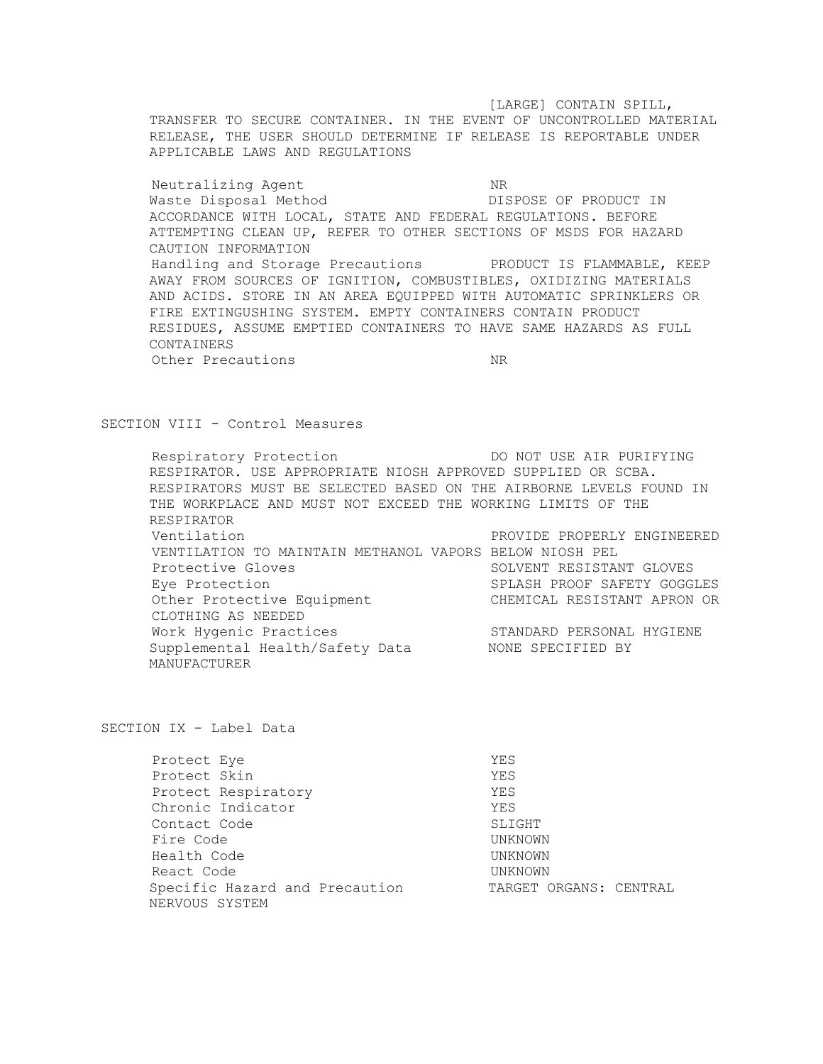[LARGE] CONTAIN SPILL, TRANSFER TO SECURE CONTAINER. IN THE EVENT OF UNCONTROLLED MATERIAL RELEASE, THE USER SHOULD DETERMINE IF RELEASE IS REPORTABLE UNDER APPLICABLE LAWS AND REGULATIONS

Neutralizing Agent NR

Waste Disposal Method DISPOSE OF PRODUCT IN ACCORDANCE WITH LOCAL, STATE AND FEDERAL REGULATIONS. BEFORE ATTEMPTING CLEAN UP, REFER TO OTHER SECTIONS OF MSDS FOR HAZARD CAUTION INFORMATION

Handling and Storage Precautions PRODUCT IS FLAMMABLE, KEEP AWAY FROM SOURCES OF IGNITION, COMBUSTIBLES, OXIDIZING MATERIALS AND ACIDS. STORE IN AN AREA EQUIPPED WITH AUTOMATIC SPRINKLERS OR FIRE EXTINGUSHING SYSTEM. EMPTY CONTAINERS CONTAIN PRODUCT RESIDUES, ASSUME EMPTIED CONTAINERS TO HAVE SAME HAZARDS AS FULL CONTAINERS

Other Precautions NR

## SECTION VIII - Control Measures

Respiratory Protection DO NOT USE AIR PURIFYING RESPIRATOR. USE APPROPRIATE NIOSH APPROVED SUPPLIED OR SCBA. RESPIRATORS MUST BE SELECTED BASED ON THE AIRBORNE LEVELS FOUND IN THE WORKPLACE AND MUST NOT EXCEED THE WORKING LIMITS OF THE RESPIRATOR

Ventilation PROVIDE PROPERLY ENGINEERED VENTILATION TO MAINTAIN METHANOL VAPORS BELOW NIOSH PEL

Protective Gloves SOLVENT RESISTANT GLOVES

Eye Protection SPLASH PROOF SAFETY GOGGLES

Other Protective Equipment CHEMICAL RESISTANT APRON OR CLOTHING AS NEEDED

Work Hygenic Practices STANDARD PERSONAL HYGIENE

Supplemental Health/Safety Data NONE SPECIFIED BY MANUFACTURER

## SECTION IX - Label Data

| | |
|---|---|
| Protect Eye | YES |
| Protect Skin | YES |
| Protect Respiratory | YES |
| Chronic Indicator | YES |
| Contact Code | SLIGHT |
| Fire Code | UNKNOWN |
| Health Code | UNKNOWN |
| React Code | UNKNOWN |
| Specific Hazard and Precaution | TARGET ORGANS: CENTRAL NERVOUS SYSTEM |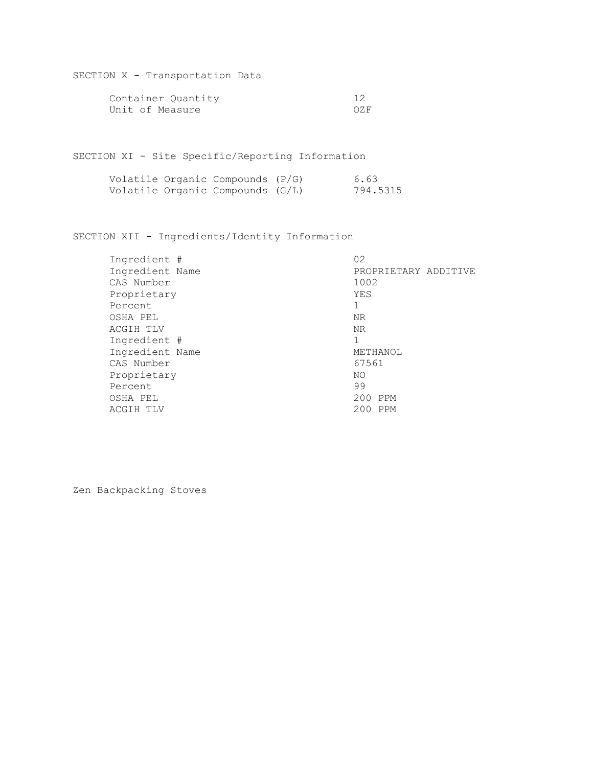## SECTION X - Transportation Data

| | |
|---|---|
| Container Quantity | 12 |
| Unit of Measure | OZF |

## SECTION XI - Site Specific/Reporting Information

| | |
|---|---|
| Volatile Organic Compounds (P/G) | 6.63 |
| Volatile Organic Compounds (G/L) | 794.5315 |

## SECTION XII - Ingredients/Identity Information

| | |
|---|---|
| Ingredient # | 02 |
| Ingredient Name | PROPRIETARY ADDITIVE |
| CAS Number | 1002 |
| Proprietary | YES |
| Percent | 1 |
| OSHA PEL | NR |
| ACGIH TLV | NR |
| Ingredient # | 1 |
| Ingredient Name | METHANOL |
| CAS Number | 67561 |
| Proprietary | NO |
| Percent | 99 |
| OSHA PEL | 200 PPM |
| ACGIH TLV | 200 PPM |

Zen Backpacking Stoves